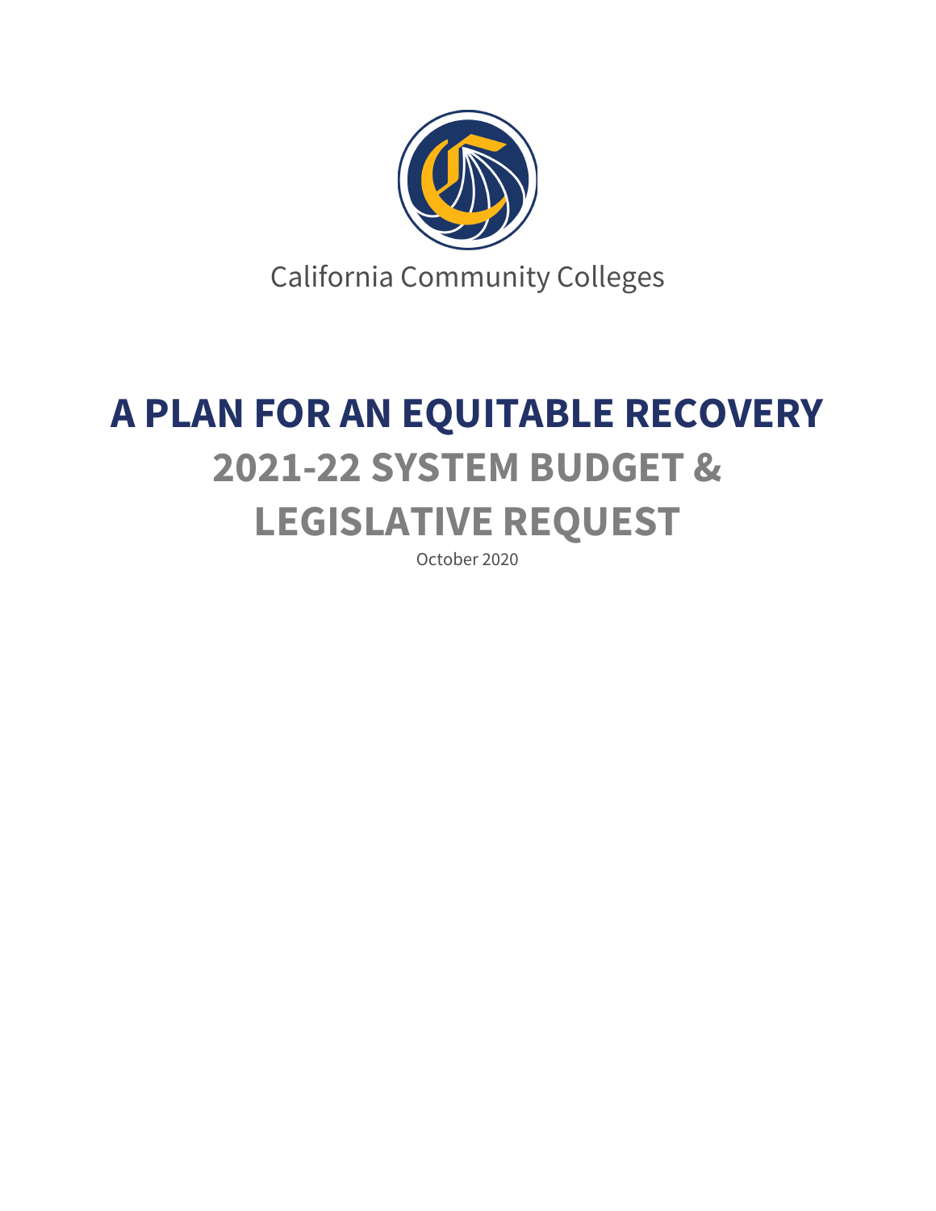California Community Colleges

# A PLAN FOR AN EQUITABLE RECOVERY

## 2021-22 SYSTEM BUDGET & LEGISLATIVE REQUEST

October 2020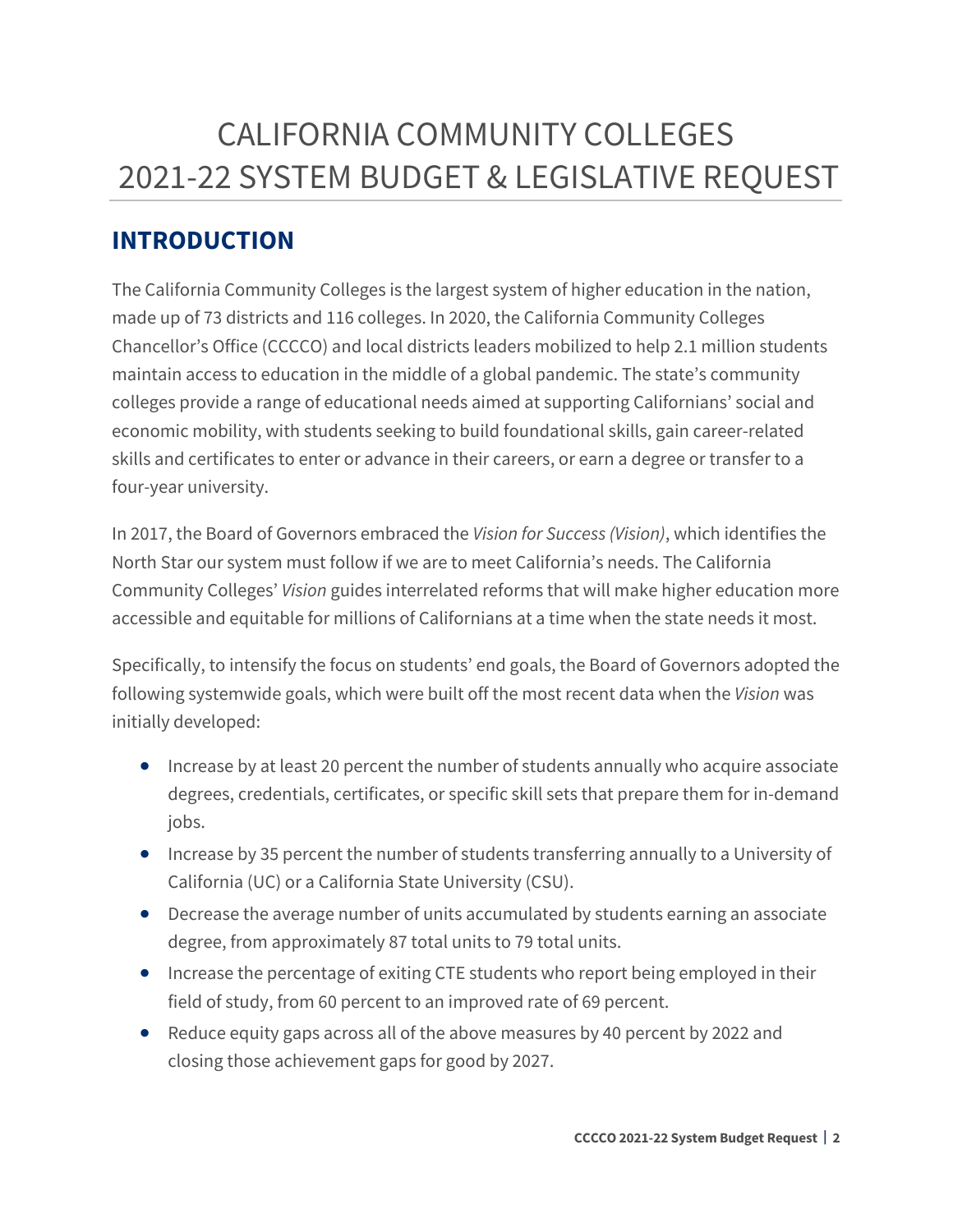# CALIFORNIA COMMUNITY COLLEGES 2021-22 SYSTEM BUDGET & LEGISLATIVE REQUEST

## INTRODUCTION

The California Community Colleges is the largest system of higher education in the nation, made up of 73 districts and 116 colleges. In 2020, the California Community Colleges Chancellor's Office (CCCCO) and local districts leaders mobilized to help 2.1 million students maintain access to education in the middle of a global pandemic. The state's community colleges provide a range of educational needs aimed at supporting Californians' social and economic mobility, with students seeking to build foundational skills, gain career-related skills and certificates to enter or advance in their careers, or earn a degree or transfer to a four-year university.

In 2017, the Board of Governors embraced the *Vision for Success (Vision)*, which identifies the North Star our system must follow if we are to meet California's needs. The California Community Colleges' *Vision* guides interrelated reforms that will make higher education more accessible and equitable for millions of Californians at a time when the state needs it most.

Specifically, to intensify the focus on students' end goals, the Board of Governors adopted the following systemwide goals, which were built off the most recent data when the *Vision* was initially developed:

- Increase by at least 20 percent the number of students annually who acquire associate degrees, credentials, certificates, or specific skill sets that prepare them for in-demand jobs.
- Increase by 35 percent the number of students transferring annually to a University of California (UC) or a California State University (CSU).
- Decrease the average number of units accumulated by students earning an associate degree, from approximately 87 total units to 79 total units.
- Increase the percentage of exiting CTE students who report being employed in their field of study, from 60 percent to an improved rate of 69 percent.
- Reduce equity gaps across all of the above measures by 40 percent by 2022 and closing those achievement gaps for good by 2027.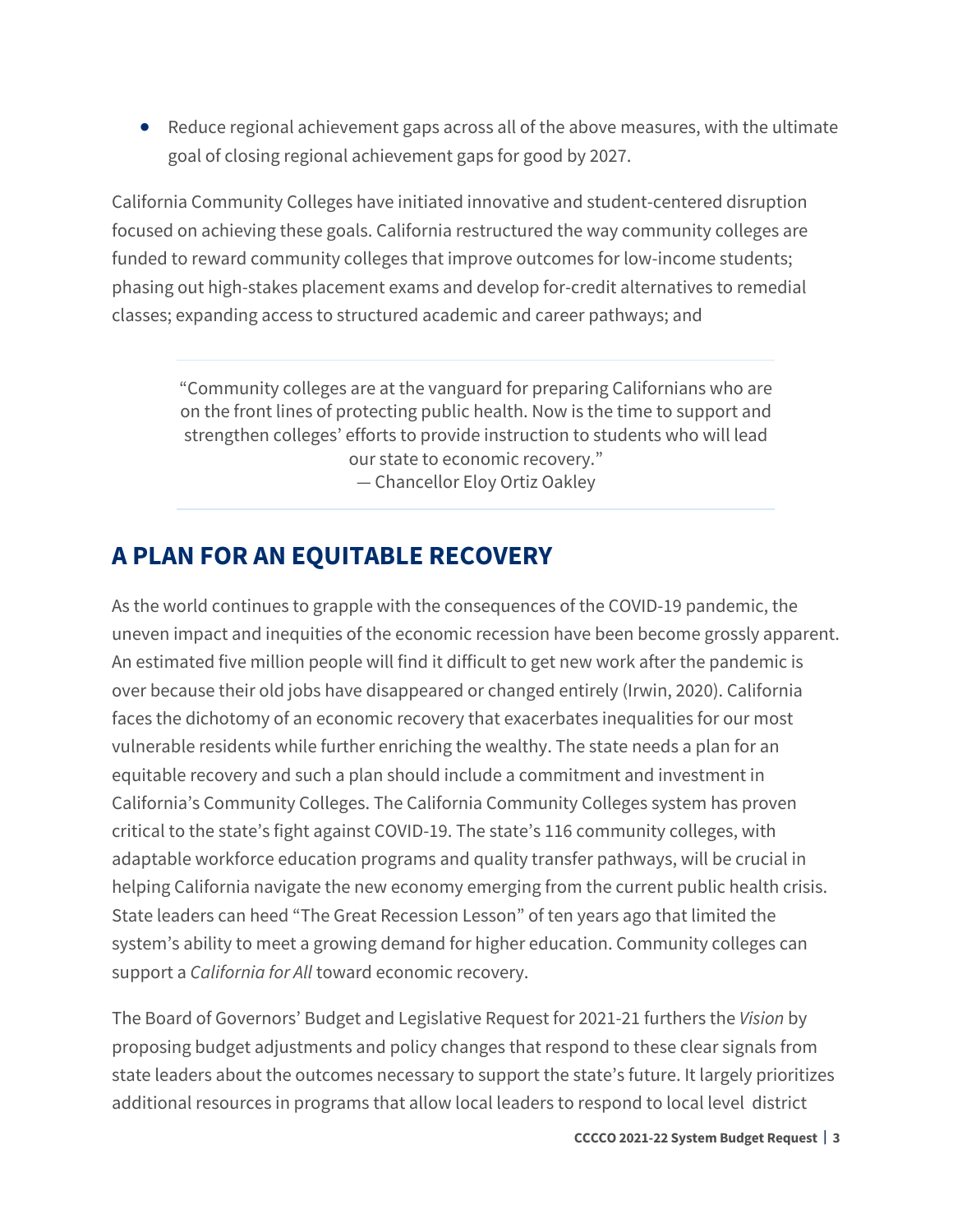- Reduce regional achievement gaps across all of the above measures, with the ultimate goal of closing regional achievement gaps for good by 2027.

California Community Colleges have initiated innovative and student-centered disruption focused on achieving these goals. California restructured the way community colleges are funded to reward community colleges that improve outcomes for low-income students; phasing out high-stakes placement exams and develop for-credit alternatives to remedial classes; expanding access to structured academic and career pathways; and

> "Community colleges are at the vanguard for preparing Californians who are on the front lines of protecting public health. Now is the time to support and strengthen colleges' efforts to provide instruction to students who will lead our state to economic recovery."
> — Chancellor Eloy Ortiz Oakley

## A PLAN FOR AN EQUITABLE RECOVERY

As the world continues to grapple with the consequences of the COVID-19 pandemic, the uneven impact and inequities of the economic recession have been become grossly apparent. An estimated five million people will find it difficult to get new work after the pandemic is over because their old jobs have disappeared or changed entirely (Irwin, 2020). California faces the dichotomy of an economic recovery that exacerbates inequalities for our most vulnerable residents while further enriching the wealthy. The state needs a plan for an equitable recovery and such a plan should include a commitment and investment in California's Community Colleges. The California Community Colleges system has proven critical to the state's fight against COVID-19. The state's 116 community colleges, with adaptable workforce education programs and quality transfer pathways, will be crucial in helping California navigate the new economy emerging from the current public health crisis. State leaders can heed "The Great Recession Lesson" of ten years ago that limited the system's ability to meet a growing demand for higher education. Community colleges can support a *California for All* toward economic recovery.

The Board of Governors' Budget and Legislative Request for 2021-21 furthers the *Vision* by proposing budget adjustments and policy changes that respond to these clear signals from state leaders about the outcomes necessary to support the state's future. It largely prioritizes additional resources in programs that allow local leaders to respond to local level district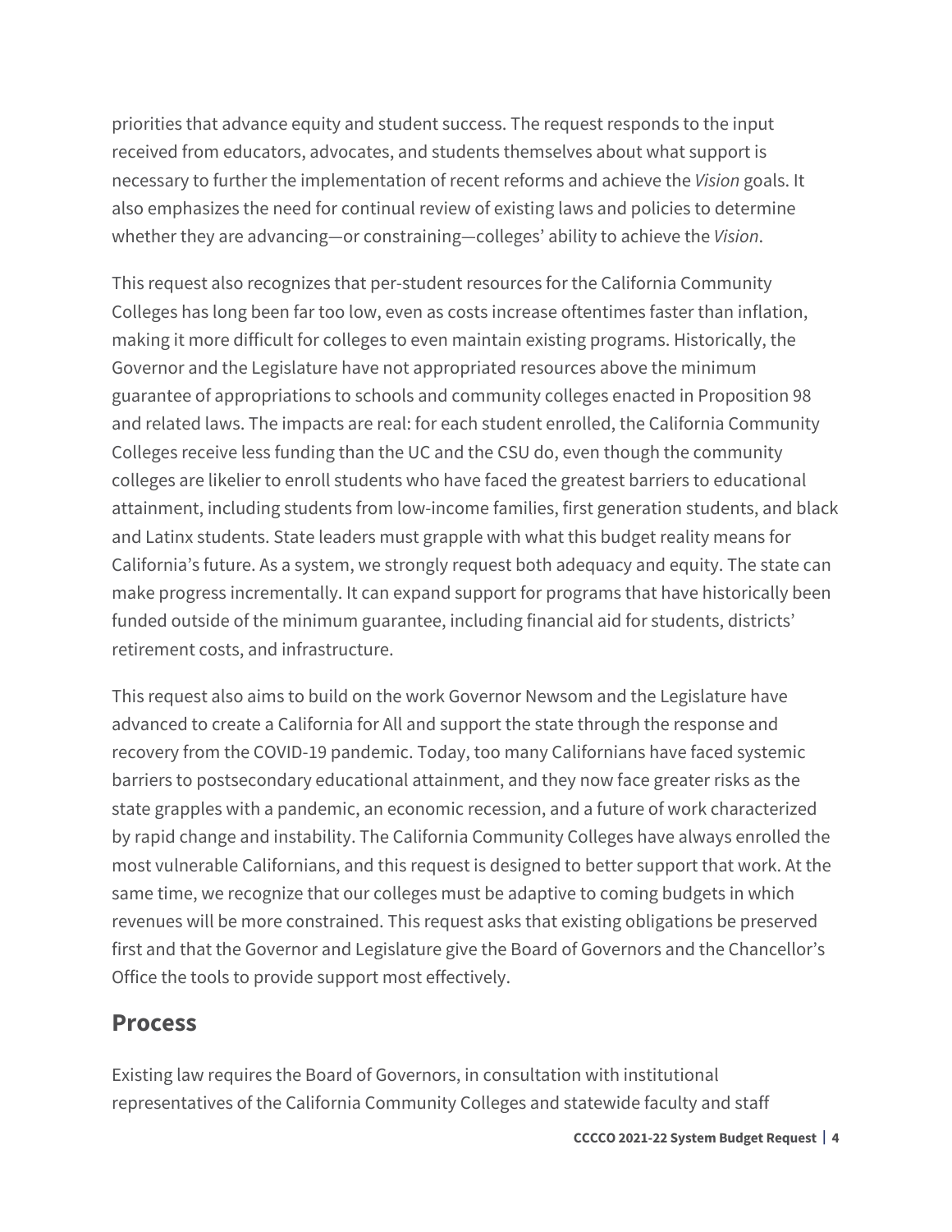priorities that advance equity and student success. The request responds to the input received from educators, advocates, and students themselves about what support is necessary to further the implementation of recent reforms and achieve the *Vision* goals. It also emphasizes the need for continual review of existing laws and policies to determine whether they are advancing—or constraining—colleges' ability to achieve the *Vision*.

This request also recognizes that per-student resources for the California Community Colleges has long been far too low, even as costs increase oftentimes faster than inflation, making it more difficult for colleges to even maintain existing programs. Historically, the Governor and the Legislature have not appropriated resources above the minimum guarantee of appropriations to schools and community colleges enacted in Proposition 98 and related laws. The impacts are real: for each student enrolled, the California Community Colleges receive less funding than the UC and the CSU do, even though the community colleges are likelier to enroll students who have faced the greatest barriers to educational attainment, including students from low-income families, first generation students, and black and Latinx students. State leaders must grapple with what this budget reality means for California's future. As a system, we strongly request both adequacy and equity. The state can make progress incrementally. It can expand support for programs that have historically been funded outside of the minimum guarantee, including financial aid for students, districts' retirement costs, and infrastructure.

This request also aims to build on the work Governor Newsom and the Legislature have advanced to create a California for All and support the state through the response and recovery from the COVID-19 pandemic. Today, too many Californians have faced systemic barriers to postsecondary educational attainment, and they now face greater risks as the state grapples with a pandemic, an economic recession, and a future of work characterized by rapid change and instability. The California Community Colleges have always enrolled the most vulnerable Californians, and this request is designed to better support that work. At the same time, we recognize that our colleges must be adaptive to coming budgets in which revenues will be more constrained. This request asks that existing obligations be preserved first and that the Governor and Legislature give the Board of Governors and the Chancellor's Office the tools to provide support most effectively.

## Process

Existing law requires the Board of Governors, in consultation with institutional representatives of the California Community Colleges and statewide faculty and staff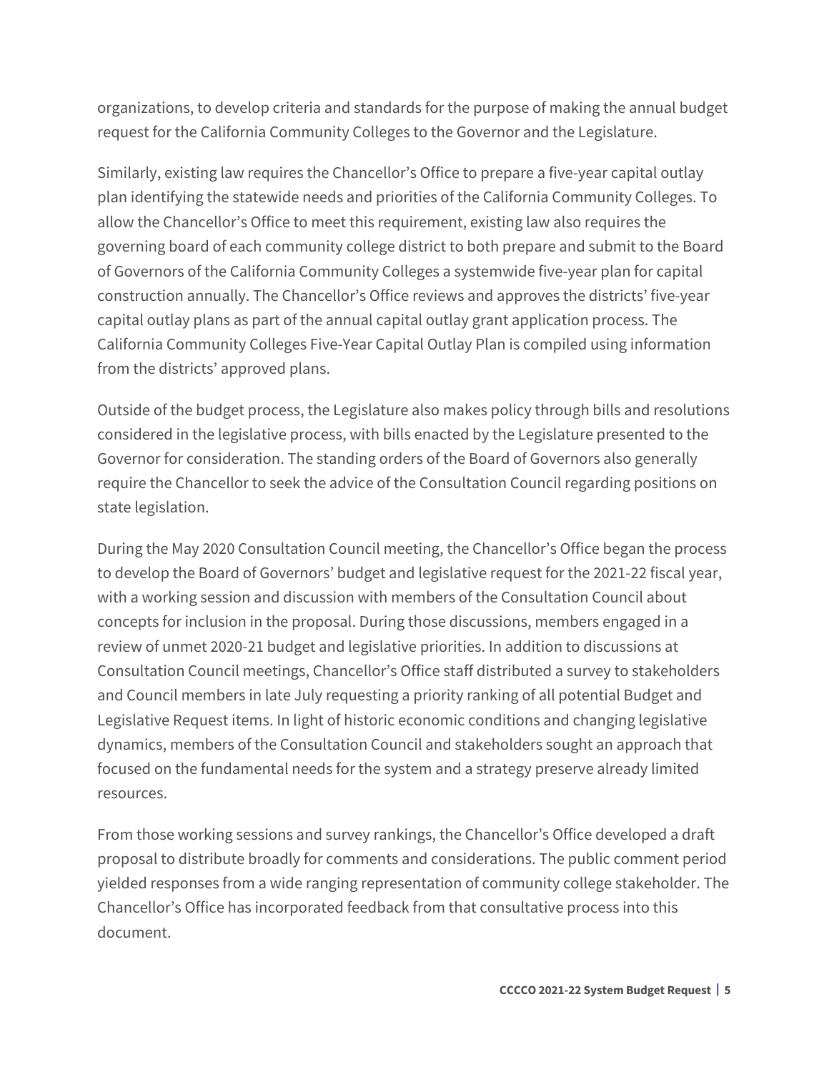organizations, to develop criteria and standards for the purpose of making the annual budget request for the California Community Colleges to the Governor and the Legislature.

Similarly, existing law requires the Chancellor's Office to prepare a five-year capital outlay plan identifying the statewide needs and priorities of the California Community Colleges. To allow the Chancellor's Office to meet this requirement, existing law also requires the governing board of each community college district to both prepare and submit to the Board of Governors of the California Community Colleges a systemwide five-year plan for capital construction annually. The Chancellor's Office reviews and approves the districts' five-year capital outlay plans as part of the annual capital outlay grant application process. The California Community Colleges Five-Year Capital Outlay Plan is compiled using information from the districts' approved plans.

Outside of the budget process, the Legislature also makes policy through bills and resolutions considered in the legislative process, with bills enacted by the Legislature presented to the Governor for consideration. The standing orders of the Board of Governors also generally require the Chancellor to seek the advice of the Consultation Council regarding positions on state legislation.

During the May 2020 Consultation Council meeting, the Chancellor's Office began the process to develop the Board of Governors' budget and legislative request for the 2021-22 fiscal year, with a working session and discussion with members of the Consultation Council about concepts for inclusion in the proposal. During those discussions, members engaged in a review of unmet 2020-21 budget and legislative priorities. In addition to discussions at Consultation Council meetings, Chancellor's Office staff distributed a survey to stakeholders and Council members in late July requesting a priority ranking of all potential Budget and Legislative Request items. In light of historic economic conditions and changing legislative dynamics, members of the Consultation Council and stakeholders sought an approach that focused on the fundamental needs for the system and a strategy preserve already limited resources.

From those working sessions and survey rankings, the Chancellor's Office developed a draft proposal to distribute broadly for comments and considerations. The public comment period yielded responses from a wide ranging representation of community college stakeholder. The Chancellor's Office has incorporated feedback from that consultative process into this document.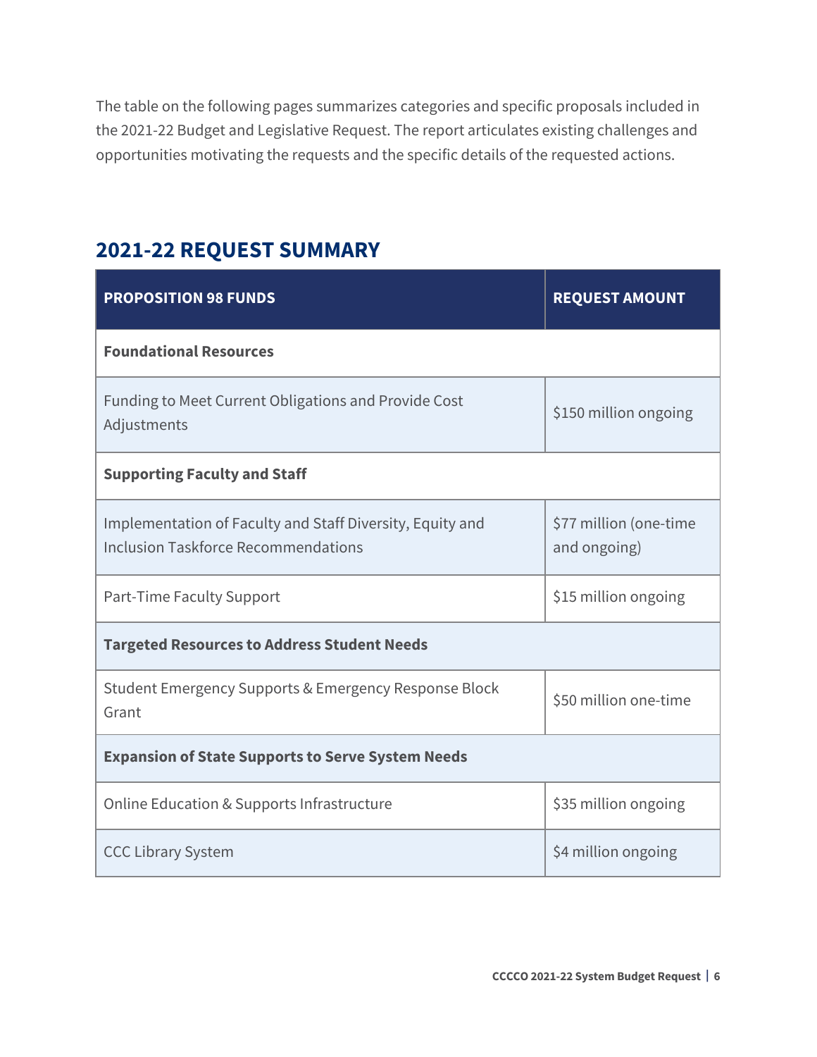The table on the following pages summarizes categories and specific proposals included in the 2021-22 Budget and Legislative Request. The report articulates existing challenges and opportunities motivating the requests and the specific details of the requested actions.

## 2021-22 REQUEST SUMMARY

| PROPOSITION 98 FUNDS | REQUEST AMOUNT |
|---|---|
| **Foundational Resources** | |
| Funding to Meet Current Obligations and Provide Cost Adjustments | $150 million ongoing |
| **Supporting Faculty and Staff** | |
| Implementation of Faculty and Staff Diversity, Equity and Inclusion Taskforce Recommendations | $77 million (one-time and ongoing) |
| Part-Time Faculty Support | $15 million ongoing |
| **Targeted Resources to Address Student Needs** | |
| Student Emergency Supports & Emergency Response Block Grant | $50 million one-time |
| **Expansion of State Supports to Serve System Needs** | |
| Online Education & Supports Infrastructure | $35 million ongoing |
| CCC Library System | $4 million ongoing |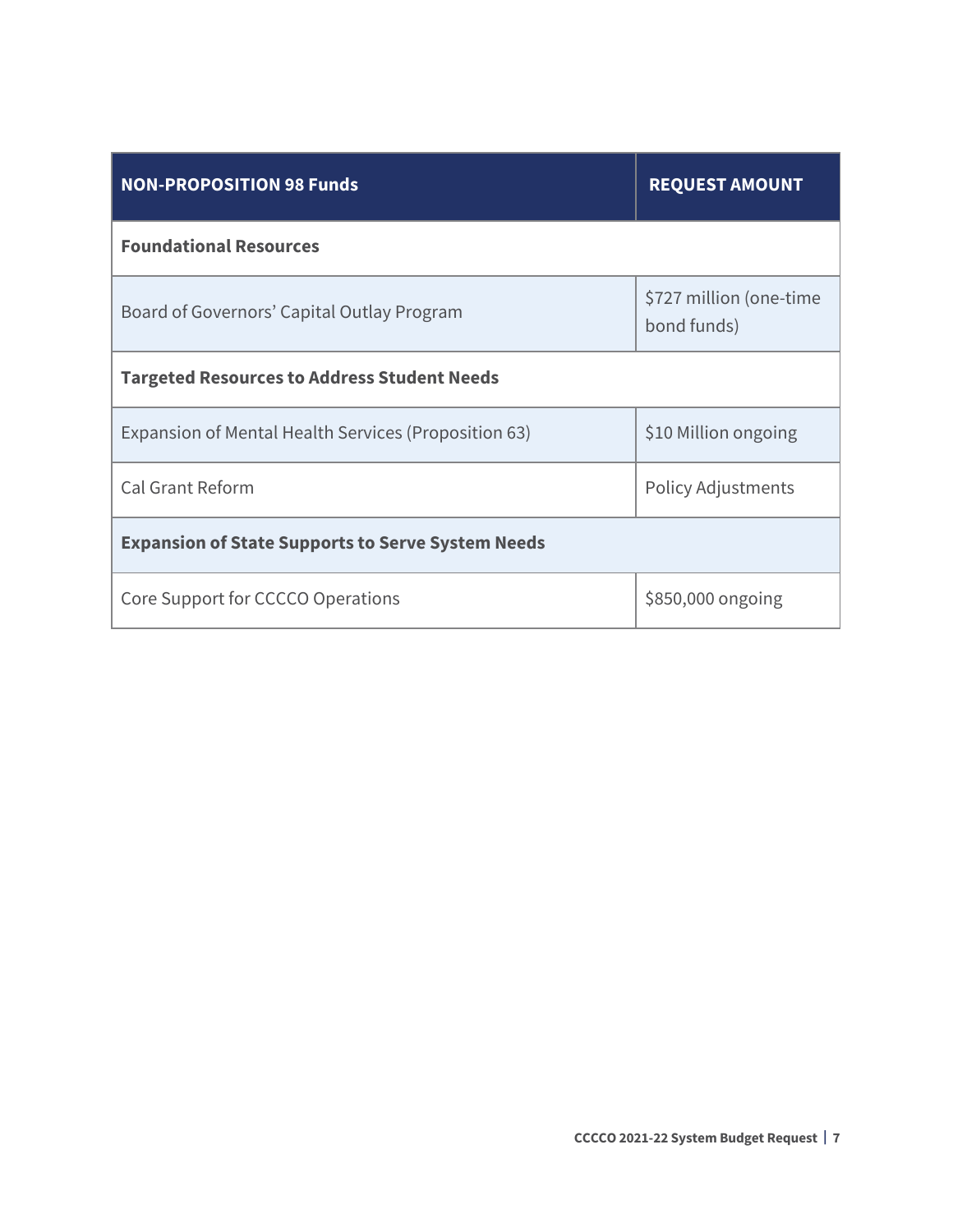| NON-PROPOSITION 98 Funds | REQUEST AMOUNT |
|---|---|
| **Foundational Resources** | |
| Board of Governors' Capital Outlay Program | $727 million (one-time bond funds) |
| **Targeted Resources to Address Student Needs** | |
| Expansion of Mental Health Services (Proposition 63) | $10 Million ongoing |
| Cal Grant Reform | Policy Adjustments |
| **Expansion of State Supports to Serve System Needs** | |
| Core Support for CCCCO Operations | $850,000 ongoing |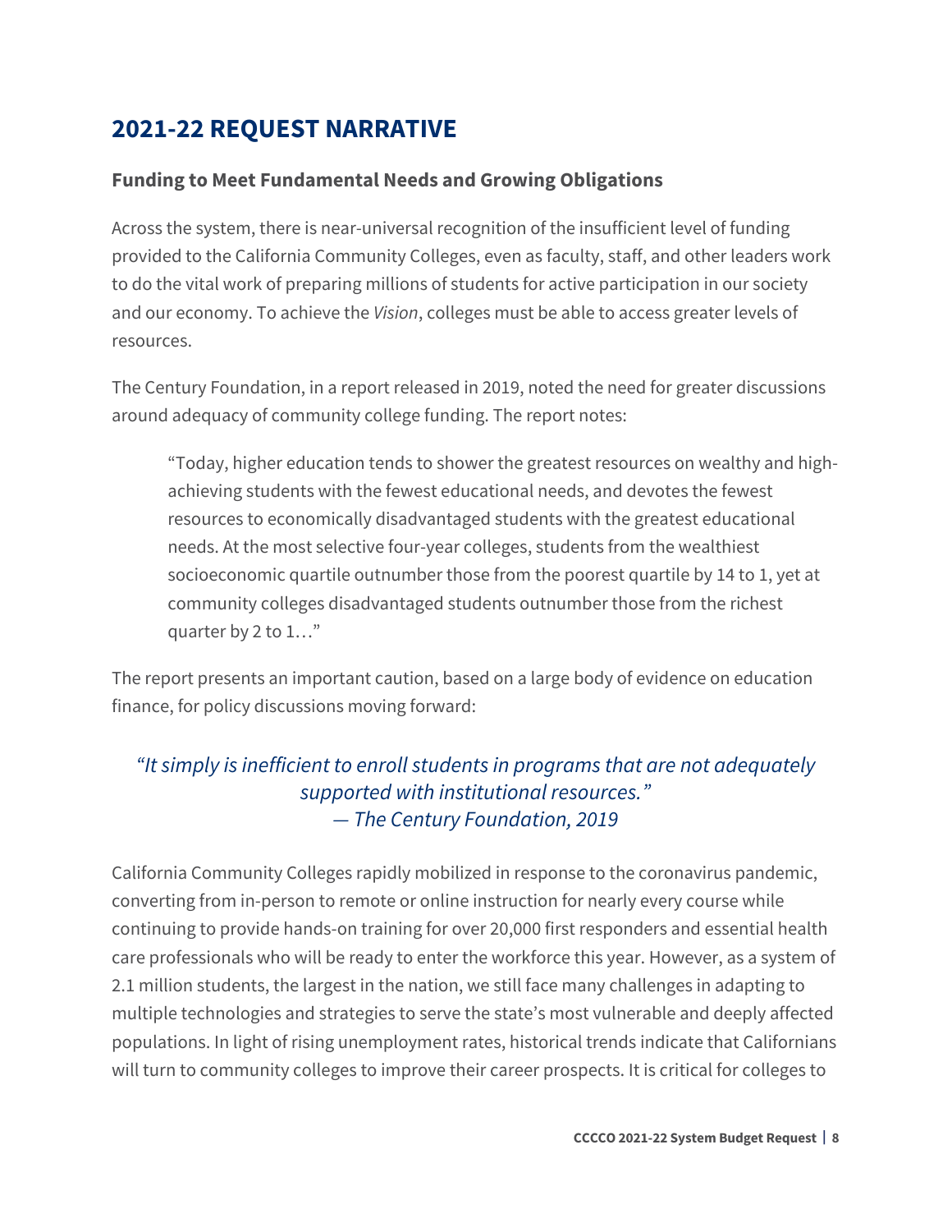## 2021-22 REQUEST NARRATIVE

### Funding to Meet Fundamental Needs and Growing Obligations

Across the system, there is near-universal recognition of the insufficient level of funding provided to the California Community Colleges, even as faculty, staff, and other leaders work to do the vital work of preparing millions of students for active participation in our society and our economy. To achieve the *Vision*, colleges must be able to access greater levels of resources.

The Century Foundation, in a report released in 2019, noted the need for greater discussions around adequacy of community college funding. The report notes:

> "Today, higher education tends to shower the greatest resources on wealthy and high-achieving students with the fewest educational needs, and devotes the fewest resources to economically disadvantaged students with the greatest educational needs. At the most selective four-year colleges, students from the wealthiest socioeconomic quartile outnumber those from the poorest quartile by 14 to 1, yet at community colleges disadvantaged students outnumber those from the richest quarter by 2 to 1…"

The report presents an important caution, based on a large body of evidence on education finance, for policy discussions moving forward:

*"It simply is inefficient to enroll students in programs that are not adequately supported with institutional resources."*
*— The Century Foundation, 2019*

California Community Colleges rapidly mobilized in response to the coronavirus pandemic, converting from in-person to remote or online instruction for nearly every course while continuing to provide hands-on training for over 20,000 first responders and essential health care professionals who will be ready to enter the workforce this year. However, as a system of 2.1 million students, the largest in the nation, we still face many challenges in adapting to multiple technologies and strategies to serve the state's most vulnerable and deeply affected populations. In light of rising unemployment rates, historical trends indicate that Californians will turn to community colleges to improve their career prospects. It is critical for colleges to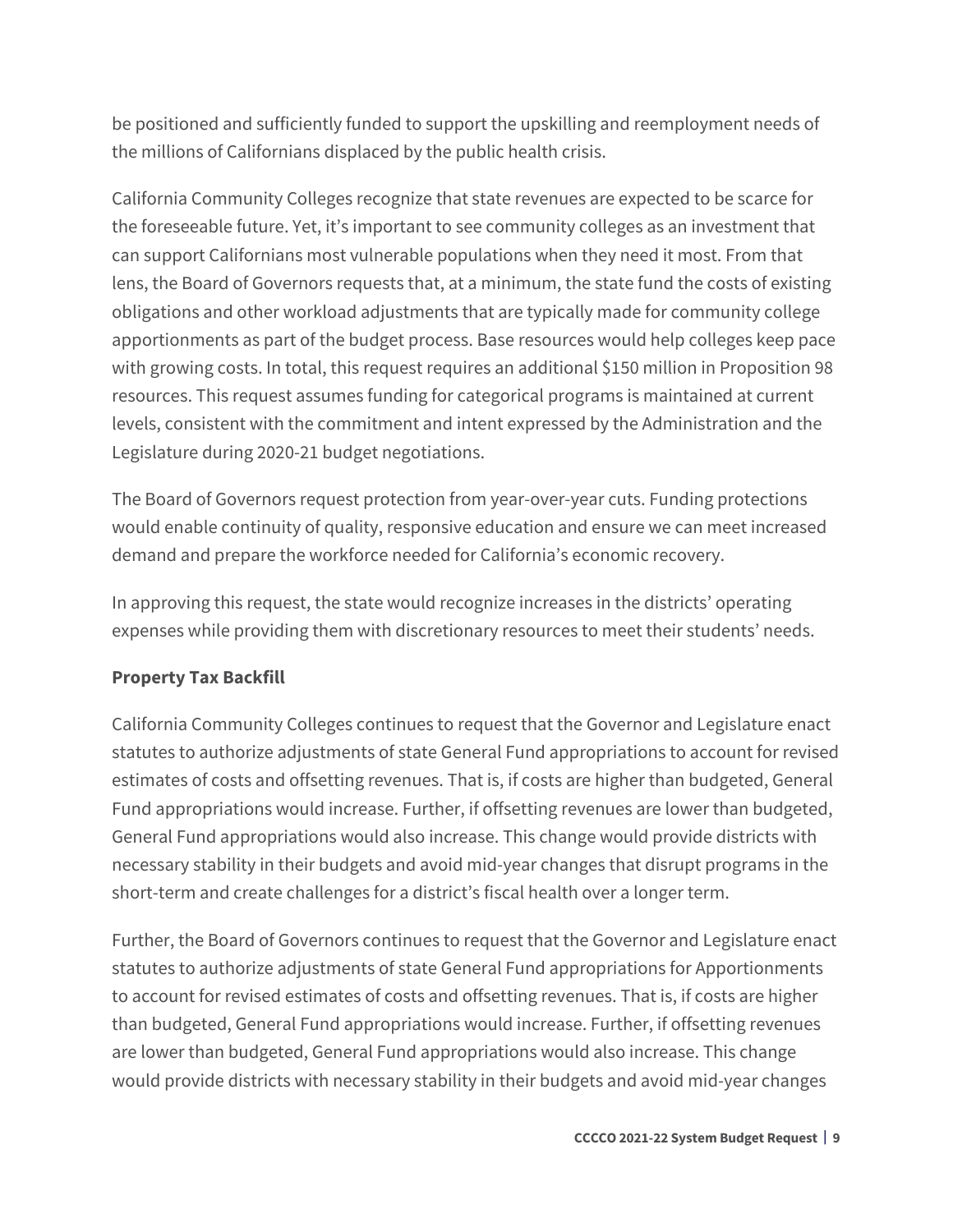be positioned and sufficiently funded to support the upskilling and reemployment needs of the millions of Californians displaced by the public health crisis.

California Community Colleges recognize that state revenues are expected to be scarce for the foreseeable future. Yet, it's important to see community colleges as an investment that can support Californians most vulnerable populations when they need it most. From that lens, the Board of Governors requests that, at a minimum, the state fund the costs of existing obligations and other workload adjustments that are typically made for community college apportionments as part of the budget process. Base resources would help colleges keep pace with growing costs. In total, this request requires an additional $150 million in Proposition 98 resources. This request assumes funding for categorical programs is maintained at current levels, consistent with the commitment and intent expressed by the Administration and the Legislature during 2020-21 budget negotiations.

The Board of Governors request protection from year-over-year cuts. Funding protections would enable continuity of quality, responsive education and ensure we can meet increased demand and prepare the workforce needed for California's economic recovery.

In approving this request, the state would recognize increases in the districts' operating expenses while providing them with discretionary resources to meet their students' needs.

**Property Tax Backfill**

California Community Colleges continues to request that the Governor and Legislature enact statutes to authorize adjustments of state General Fund appropriations to account for revised estimates of costs and offsetting revenues. That is, if costs are higher than budgeted, General Fund appropriations would increase. Further, if offsetting revenues are lower than budgeted, General Fund appropriations would also increase. This change would provide districts with necessary stability in their budgets and avoid mid-year changes that disrupt programs in the short-term and create challenges for a district's fiscal health over a longer term.

Further, the Board of Governors continues to request that the Governor and Legislature enact statutes to authorize adjustments of state General Fund appropriations for Apportionments to account for revised estimates of costs and offsetting revenues. That is, if costs are higher than budgeted, General Fund appropriations would increase. Further, if offsetting revenues are lower than budgeted, General Fund appropriations would also increase. This change would provide districts with necessary stability in their budgets and avoid mid-year changes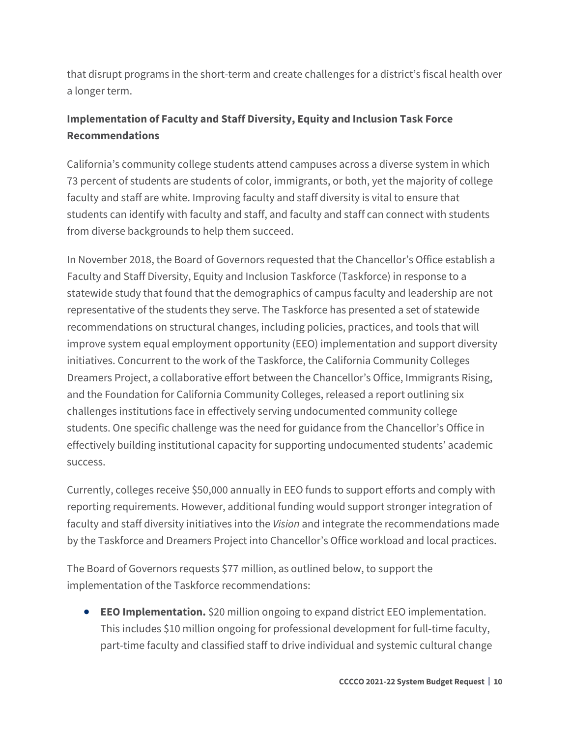that disrupt programs in the short-term and create challenges for a district's fiscal health over a longer term.

### Implementation of Faculty and Staff Diversity, Equity and Inclusion Task Force Recommendations

California's community college students attend campuses across a diverse system in which 73 percent of students are students of color, immigrants, or both, yet the majority of college faculty and staff are white. Improving faculty and staff diversity is vital to ensure that students can identify with faculty and staff, and faculty and staff can connect with students from diverse backgrounds to help them succeed.

In November 2018, the Board of Governors requested that the Chancellor's Office establish a Faculty and Staff Diversity, Equity and Inclusion Taskforce (Taskforce) in response to a statewide study that found that the demographics of campus faculty and leadership are not representative of the students they serve. The Taskforce has presented a set of statewide recommendations on structural changes, including policies, practices, and tools that will improve system equal employment opportunity (EEO) implementation and support diversity initiatives. Concurrent to the work of the Taskforce, the California Community Colleges Dreamers Project, a collaborative effort between the Chancellor's Office, Immigrants Rising, and the Foundation for California Community Colleges, released a report outlining six challenges institutions face in effectively serving undocumented community college students. One specific challenge was the need for guidance from the Chancellor's Office in effectively building institutional capacity for supporting undocumented students' academic success.

Currently, colleges receive $50,000 annually in EEO funds to support efforts and comply with reporting requirements. However, additional funding would support stronger integration of faculty and staff diversity initiatives into the *Vision* and integrate the recommendations made by the Taskforce and Dreamers Project into Chancellor's Office workload and local practices.

The Board of Governors requests $77 million, as outlined below, to support the implementation of the Taskforce recommendations:

- **EEO Implementation.** $20 million ongoing to expand district EEO implementation. This includes $10 million ongoing for professional development for full-time faculty, part-time faculty and classified staff to drive individual and systemic cultural change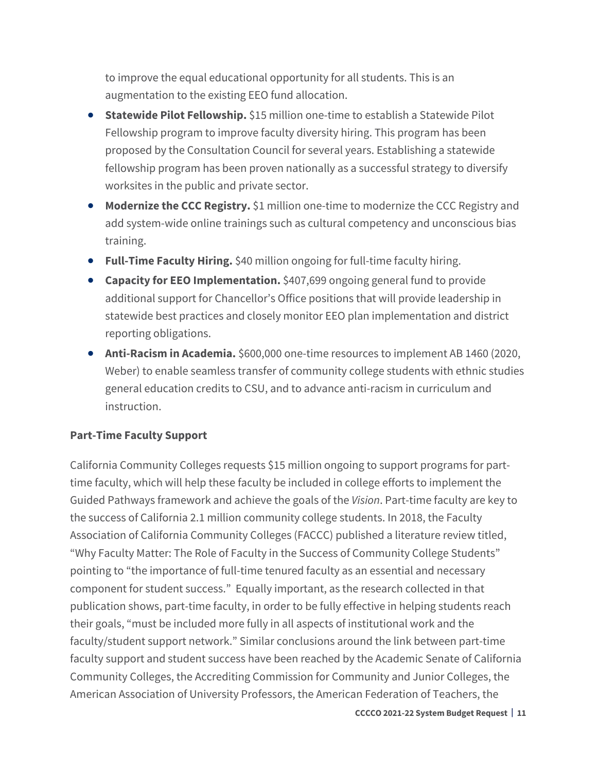to improve the equal educational opportunity for all students. This is an augmentation to the existing EEO fund allocation.

- **Statewide Pilot Fellowship.** $15 million one-time to establish a Statewide Pilot Fellowship program to improve faculty diversity hiring. This program has been proposed by the Consultation Council for several years. Establishing a statewide fellowship program has been proven nationally as a successful strategy to diversify worksites in the public and private sector.
- **Modernize the CCC Registry.** $1 million one-time to modernize the CCC Registry and add system-wide online trainings such as cultural competency and unconscious bias training.
- **Full-Time Faculty Hiring.** $40 million ongoing for full-time faculty hiring.
- **Capacity for EEO Implementation.** $407,699 ongoing general fund to provide additional support for Chancellor's Office positions that will provide leadership in statewide best practices and closely monitor EEO plan implementation and district reporting obligations.
- **Anti-Racism in Academia.** $600,000 one-time resources to implement AB 1460 (2020, Weber) to enable seamless transfer of community college students with ethnic studies general education credits to CSU, and to advance anti-racism in curriculum and instruction.

### Part-Time Faculty Support

California Community Colleges requests $15 million ongoing to support programs for part-time faculty, which will help these faculty be included in college efforts to implement the Guided Pathways framework and achieve the goals of the *Vision*. Part-time faculty are key to the success of California 2.1 million community college students. In 2018, the Faculty Association of California Community Colleges (FACCC) published a literature review titled, "Why Faculty Matter: The Role of Faculty in the Success of Community College Students" pointing to "the importance of full-time tenured faculty as an essential and necessary component for student success." Equally important, as the research collected in that publication shows, part-time faculty, in order to be fully effective in helping students reach their goals, "must be included more fully in all aspects of institutional work and the faculty/student support network." Similar conclusions around the link between part-time faculty support and student success have been reached by the Academic Senate of California Community Colleges, the Accrediting Commission for Community and Junior Colleges, the American Association of University Professors, the American Federation of Teachers, the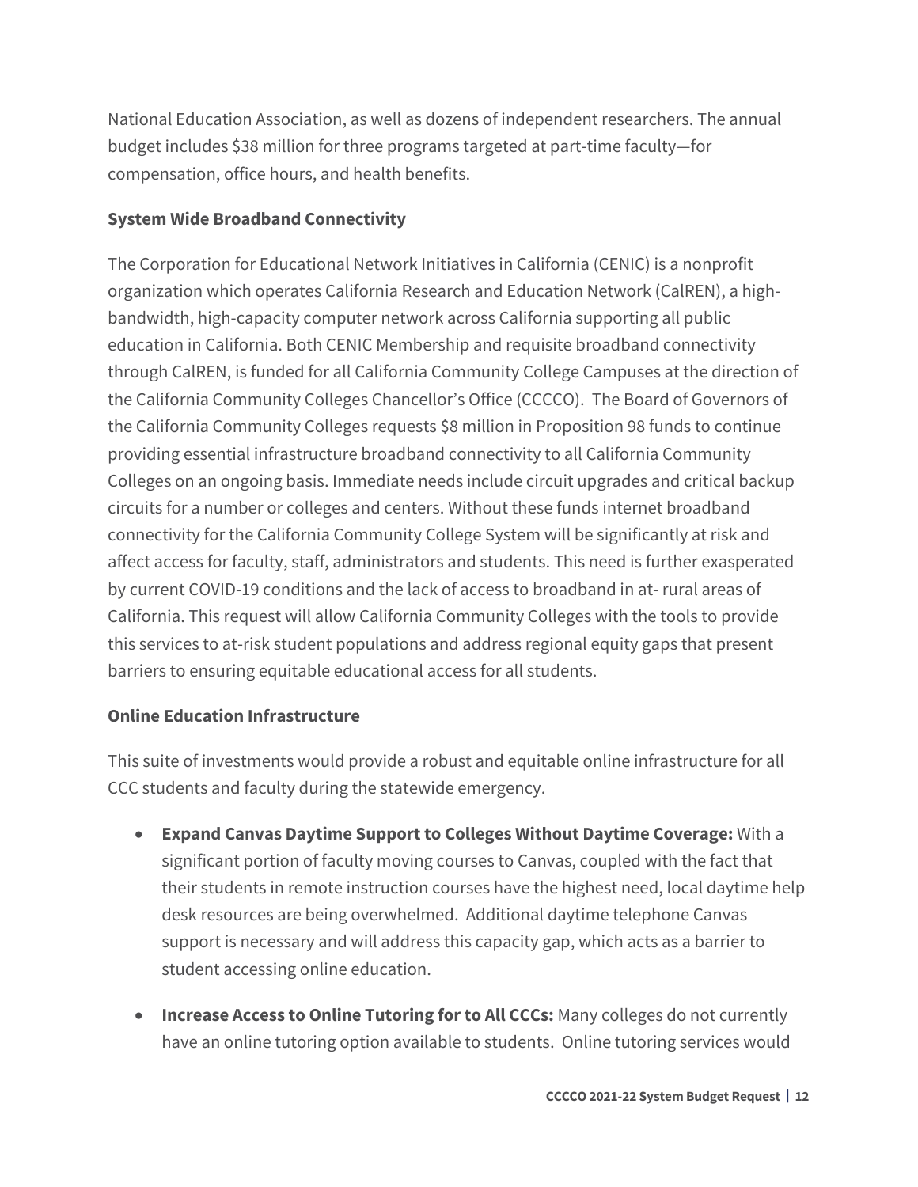National Education Association, as well as dozens of independent researchers. The annual budget includes $38 million for three programs targeted at part-time faculty—for compensation, office hours, and health benefits.

### System Wide Broadband Connectivity

The Corporation for Educational Network Initiatives in California (CENIC) is a nonprofit organization which operates California Research and Education Network (CalREN), a high-bandwidth, high-capacity computer network across California supporting all public education in California. Both CENIC Membership and requisite broadband connectivity through CalREN, is funded for all California Community College Campuses at the direction of the California Community Colleges Chancellor's Office (CCCCO). The Board of Governors of the California Community Colleges requests $8 million in Proposition 98 funds to continue providing essential infrastructure broadband connectivity to all California Community Colleges on an ongoing basis. Immediate needs include circuit upgrades and critical backup circuits for a number or colleges and centers. Without these funds internet broadband connectivity for the California Community College System will be significantly at risk and affect access for faculty, staff, administrators and students. This need is further exasperated by current COVID-19 conditions and the lack of access to broadband in at- rural areas of California. This request will allow California Community Colleges with the tools to provide this services to at-risk student populations and address regional equity gaps that present barriers to ensuring equitable educational access for all students.

### Online Education Infrastructure

This suite of investments would provide a robust and equitable online infrastructure for all CCC students and faculty during the statewide emergency.

- **Expand Canvas Daytime Support to Colleges Without Daytime Coverage:** With a significant portion of faculty moving courses to Canvas, coupled with the fact that their students in remote instruction courses have the highest need, local daytime help desk resources are being overwhelmed. Additional daytime telephone Canvas support is necessary and will address this capacity gap, which acts as a barrier to student accessing online education.
- **Increase Access to Online Tutoring for to All CCCs:** Many colleges do not currently have an online tutoring option available to students. Online tutoring services would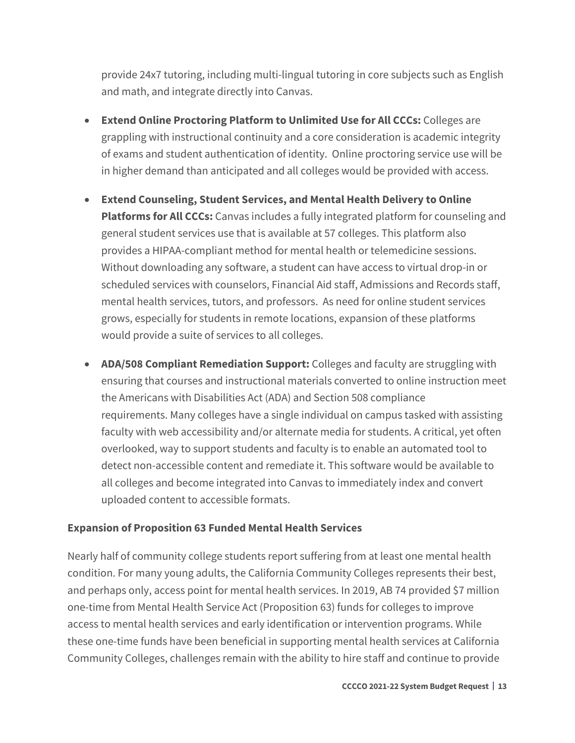provide 24x7 tutoring, including multi-lingual tutoring in core subjects such as English and math, and integrate directly into Canvas.

- **Extend Online Proctoring Platform to Unlimited Use for All CCCs:** Colleges are grappling with instructional continuity and a core consideration is academic integrity of exams and student authentication of identity. Online proctoring service use will be in higher demand than anticipated and all colleges would be provided with access.
- **Extend Counseling, Student Services, and Mental Health Delivery to Online Platforms for All CCCs:** Canvas includes a fully integrated platform for counseling and general student services use that is available at 57 colleges. This platform also provides a HIPAA-compliant method for mental health or telemedicine sessions. Without downloading any software, a student can have access to virtual drop-in or scheduled services with counselors, Financial Aid staff, Admissions and Records staff, mental health services, tutors, and professors. As need for online student services grows, especially for students in remote locations, expansion of these platforms would provide a suite of services to all colleges.
- **ADA/508 Compliant Remediation Support:** Colleges and faculty are struggling with ensuring that courses and instructional materials converted to online instruction meet the Americans with Disabilities Act (ADA) and Section 508 compliance requirements. Many colleges have a single individual on campus tasked with assisting faculty with web accessibility and/or alternate media for students. A critical, yet often overlooked, way to support students and faculty is to enable an automated tool to detect non-accessible content and remediate it. This software would be available to all colleges and become integrated into Canvas to immediately index and convert uploaded content to accessible formats.

### Expansion of Proposition 63 Funded Mental Health Services

Nearly half of community college students report suffering from at least one mental health condition. For many young adults, the California Community Colleges represents their best, and perhaps only, access point for mental health services. In 2019, AB 74 provided $7 million one-time from Mental Health Service Act (Proposition 63) funds for colleges to improve access to mental health services and early identification or intervention programs. While these one-time funds have been beneficial in supporting mental health services at California Community Colleges, challenges remain with the ability to hire staff and continue to provide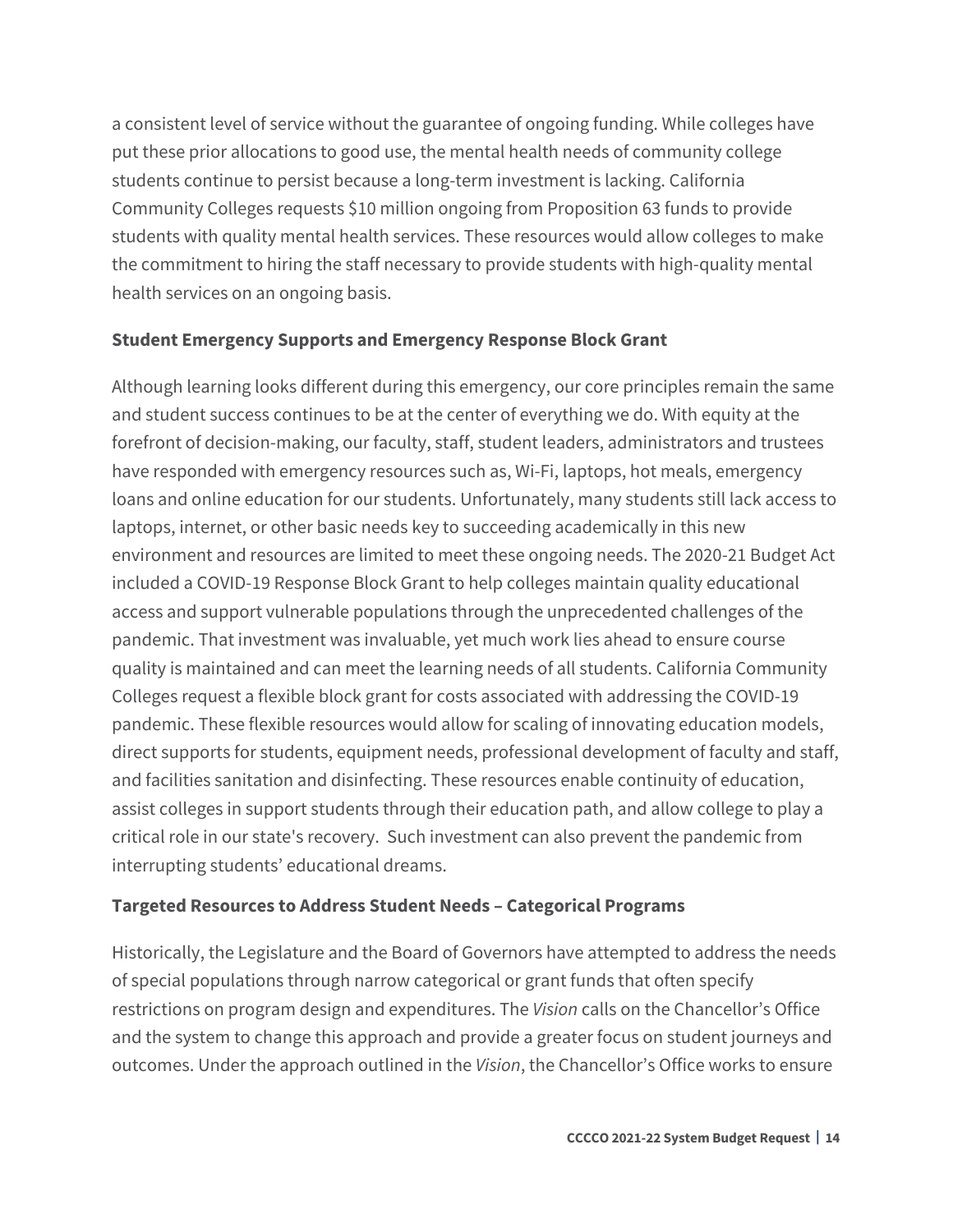a consistent level of service without the guarantee of ongoing funding. While colleges have put these prior allocations to good use, the mental health needs of community college students continue to persist because a long-term investment is lacking. California Community Colleges requests $10 million ongoing from Proposition 63 funds to provide students with quality mental health services. These resources would allow colleges to make the commitment to hiring the staff necessary to provide students with high-quality mental health services on an ongoing basis.

### Student Emergency Supports and Emergency Response Block Grant

Although learning looks different during this emergency, our core principles remain the same and student success continues to be at the center of everything we do. With equity at the forefront of decision-making, our faculty, staff, student leaders, administrators and trustees have responded with emergency resources such as, Wi-Fi, laptops, hot meals, emergency loans and online education for our students. Unfortunately, many students still lack access to laptops, internet, or other basic needs key to succeeding academically in this new environment and resources are limited to meet these ongoing needs. The 2020-21 Budget Act included a COVID-19 Response Block Grant to help colleges maintain quality educational access and support vulnerable populations through the unprecedented challenges of the pandemic. That investment was invaluable, yet much work lies ahead to ensure course quality is maintained and can meet the learning needs of all students. California Community Colleges request a flexible block grant for costs associated with addressing the COVID-19 pandemic. These flexible resources would allow for scaling of innovating education models, direct supports for students, equipment needs, professional development of faculty and staff, and facilities sanitation and disinfecting. These resources enable continuity of education, assist colleges in support students through their education path, and allow college to play a critical role in our state's recovery. Such investment can also prevent the pandemic from interrupting students' educational dreams.

### Targeted Resources to Address Student Needs – Categorical Programs

Historically, the Legislature and the Board of Governors have attempted to address the needs of special populations through narrow categorical or grant funds that often specify restrictions on program design and expenditures. The *Vision* calls on the Chancellor's Office and the system to change this approach and provide a greater focus on student journeys and outcomes. Under the approach outlined in the *Vision*, the Chancellor's Office works to ensure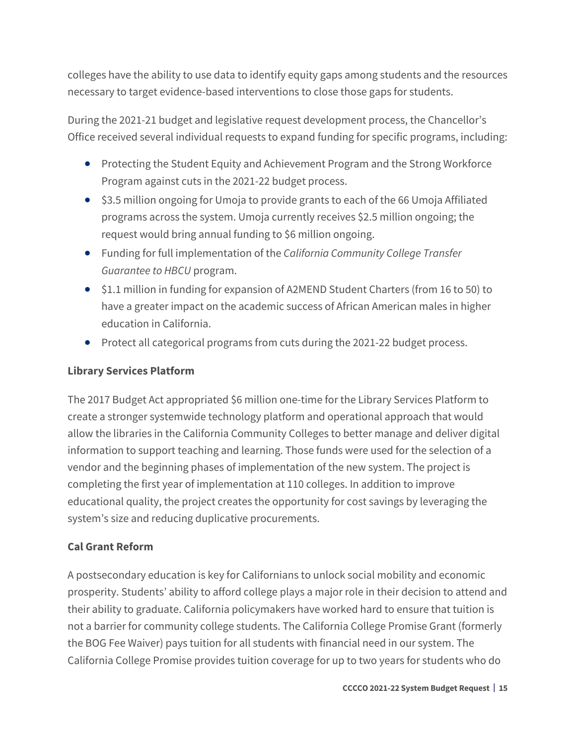colleges have the ability to use data to identify equity gaps among students and the resources necessary to target evidence-based interventions to close those gaps for students.

During the 2021-21 budget and legislative request development process, the Chancellor's Office received several individual requests to expand funding for specific programs, including:

- Protecting the Student Equity and Achievement Program and the Strong Workforce Program against cuts in the 2021-22 budget process.
- $3.5 million ongoing for Umoja to provide grants to each of the 66 Umoja Affiliated programs across the system. Umoja currently receives $2.5 million ongoing; the request would bring annual funding to $6 million ongoing.
- Funding for full implementation of the *California Community College Transfer Guarantee to HBCU* program.
- $1.1 million in funding for expansion of A2MEND Student Charters (from 16 to 50) to have a greater impact on the academic success of African American males in higher education in California.
- Protect all categorical programs from cuts during the 2021-22 budget process.

**Library Services Platform**

The 2017 Budget Act appropriated $6 million one-time for the Library Services Platform to create a stronger systemwide technology platform and operational approach that would allow the libraries in the California Community Colleges to better manage and deliver digital information to support teaching and learning. Those funds were used for the selection of a vendor and the beginning phases of implementation of the new system. The project is completing the first year of implementation at 110 colleges. In addition to improve educational quality, the project creates the opportunity for cost savings by leveraging the system's size and reducing duplicative procurements.

**Cal Grant Reform**

A postsecondary education is key for Californians to unlock social mobility and economic prosperity. Students' ability to afford college plays a major role in their decision to attend and their ability to graduate. California policymakers have worked hard to ensure that tuition is not a barrier for community college students. The California College Promise Grant (formerly the BOG Fee Waiver) pays tuition for all students with financial need in our system. The California College Promise provides tuition coverage for up to two years for students who do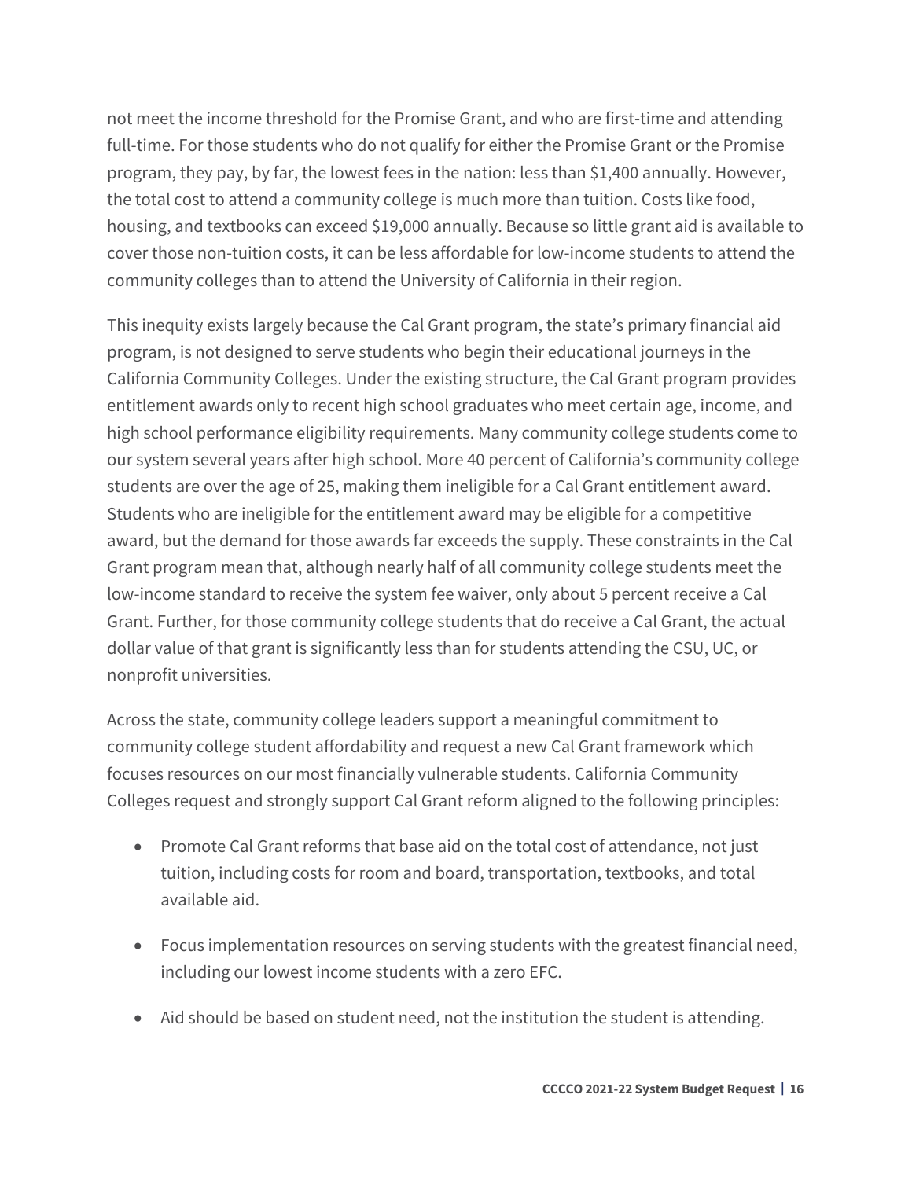not meet the income threshold for the Promise Grant, and who are first-time and attending full-time. For those students who do not qualify for either the Promise Grant or the Promise program, they pay, by far, the lowest fees in the nation: less than $1,400 annually. However, the total cost to attend a community college is much more than tuition. Costs like food, housing, and textbooks can exceed $19,000 annually. Because so little grant aid is available to cover those non-tuition costs, it can be less affordable for low-income students to attend the community colleges than to attend the University of California in their region.

This inequity exists largely because the Cal Grant program, the state's primary financial aid program, is not designed to serve students who begin their educational journeys in the California Community Colleges. Under the existing structure, the Cal Grant program provides entitlement awards only to recent high school graduates who meet certain age, income, and high school performance eligibility requirements. Many community college students come to our system several years after high school. More 40 percent of California's community college students are over the age of 25, making them ineligible for a Cal Grant entitlement award. Students who are ineligible for the entitlement award may be eligible for a competitive award, but the demand for those awards far exceeds the supply. These constraints in the Cal Grant program mean that, although nearly half of all community college students meet the low-income standard to receive the system fee waiver, only about 5 percent receive a Cal Grant. Further, for those community college students that do receive a Cal Grant, the actual dollar value of that grant is significantly less than for students attending the CSU, UC, or nonprofit universities.

Across the state, community college leaders support a meaningful commitment to community college student affordability and request a new Cal Grant framework which focuses resources on our most financially vulnerable students. California Community Colleges request and strongly support Cal Grant reform aligned to the following principles:

- Promote Cal Grant reforms that base aid on the total cost of attendance, not just tuition, including costs for room and board, transportation, textbooks, and total available aid.
- Focus implementation resources on serving students with the greatest financial need, including our lowest income students with a zero EFC.
- Aid should be based on student need, not the institution the student is attending.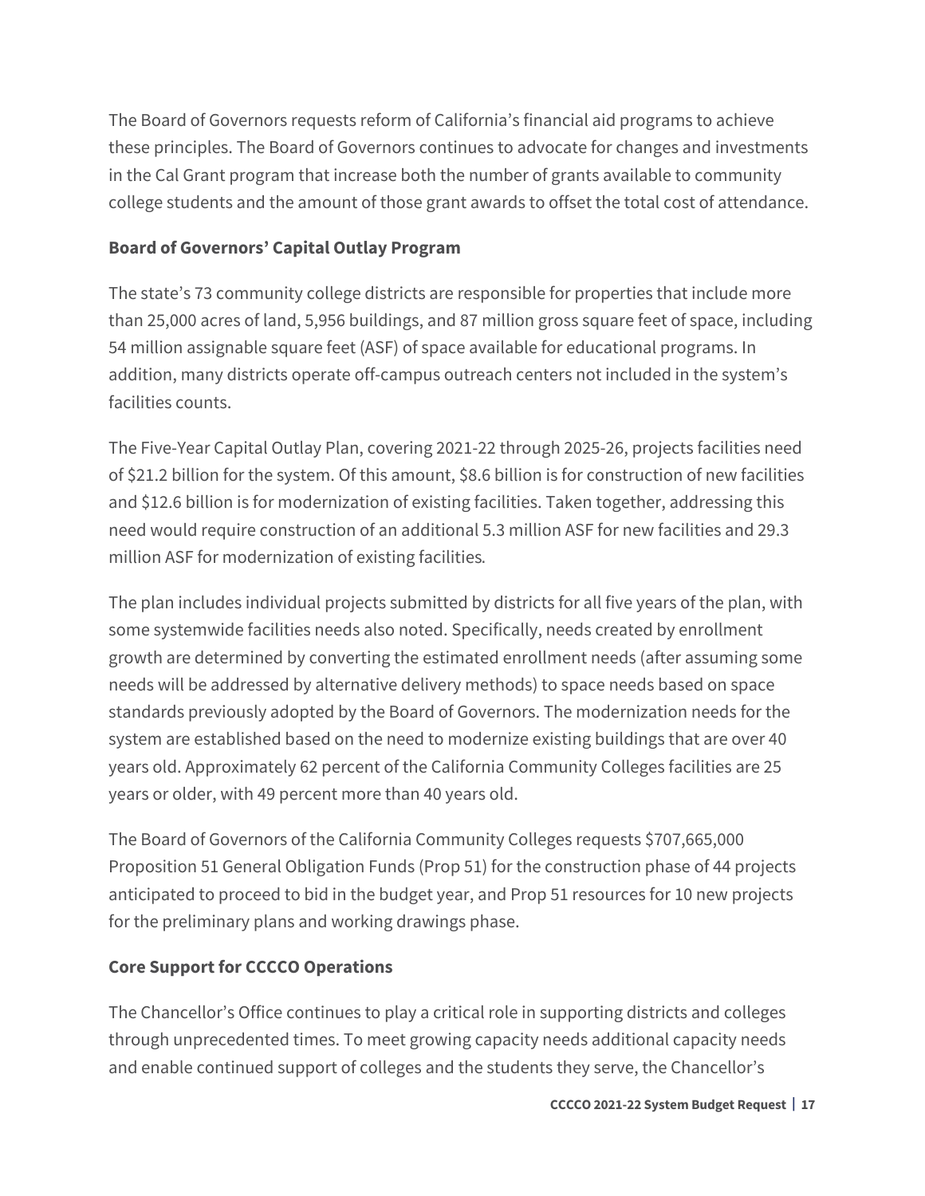The Board of Governors requests reform of California's financial aid programs to achieve these principles. The Board of Governors continues to advocate for changes and investments in the Cal Grant program that increase both the number of grants available to community college students and the amount of those grant awards to offset the total cost of attendance.

**Board of Governors' Capital Outlay Program**

The state's 73 community college districts are responsible for properties that include more than 25,000 acres of land, 5,956 buildings, and 87 million gross square feet of space, including 54 million assignable square feet (ASF) of space available for educational programs. In addition, many districts operate off-campus outreach centers not included in the system's facilities counts.

The Five-Year Capital Outlay Plan, covering 2021-22 through 2025-26, projects facilities need of $21.2 billion for the system. Of this amount, $8.6 billion is for construction of new facilities and $12.6 billion is for modernization of existing facilities. Taken together, addressing this need would require construction of an additional 5.3 million ASF for new facilities and 29.3 million ASF for modernization of existing facilities.

The plan includes individual projects submitted by districts for all five years of the plan, with some systemwide facilities needs also noted. Specifically, needs created by enrollment growth are determined by converting the estimated enrollment needs (after assuming some needs will be addressed by alternative delivery methods) to space needs based on space standards previously adopted by the Board of Governors. The modernization needs for the system are established based on the need to modernize existing buildings that are over 40 years old. Approximately 62 percent of the California Community Colleges facilities are 25 years or older, with 49 percent more than 40 years old.

The Board of Governors of the California Community Colleges requests $707,665,000 Proposition 51 General Obligation Funds (Prop 51) for the construction phase of 44 projects anticipated to proceed to bid in the budget year, and Prop 51 resources for 10 new projects for the preliminary plans and working drawings phase.

**Core Support for CCCCO Operations**

The Chancellor's Office continues to play a critical role in supporting districts and colleges through unprecedented times. To meet growing capacity needs additional capacity needs and enable continued support of colleges and the students they serve, the Chancellor's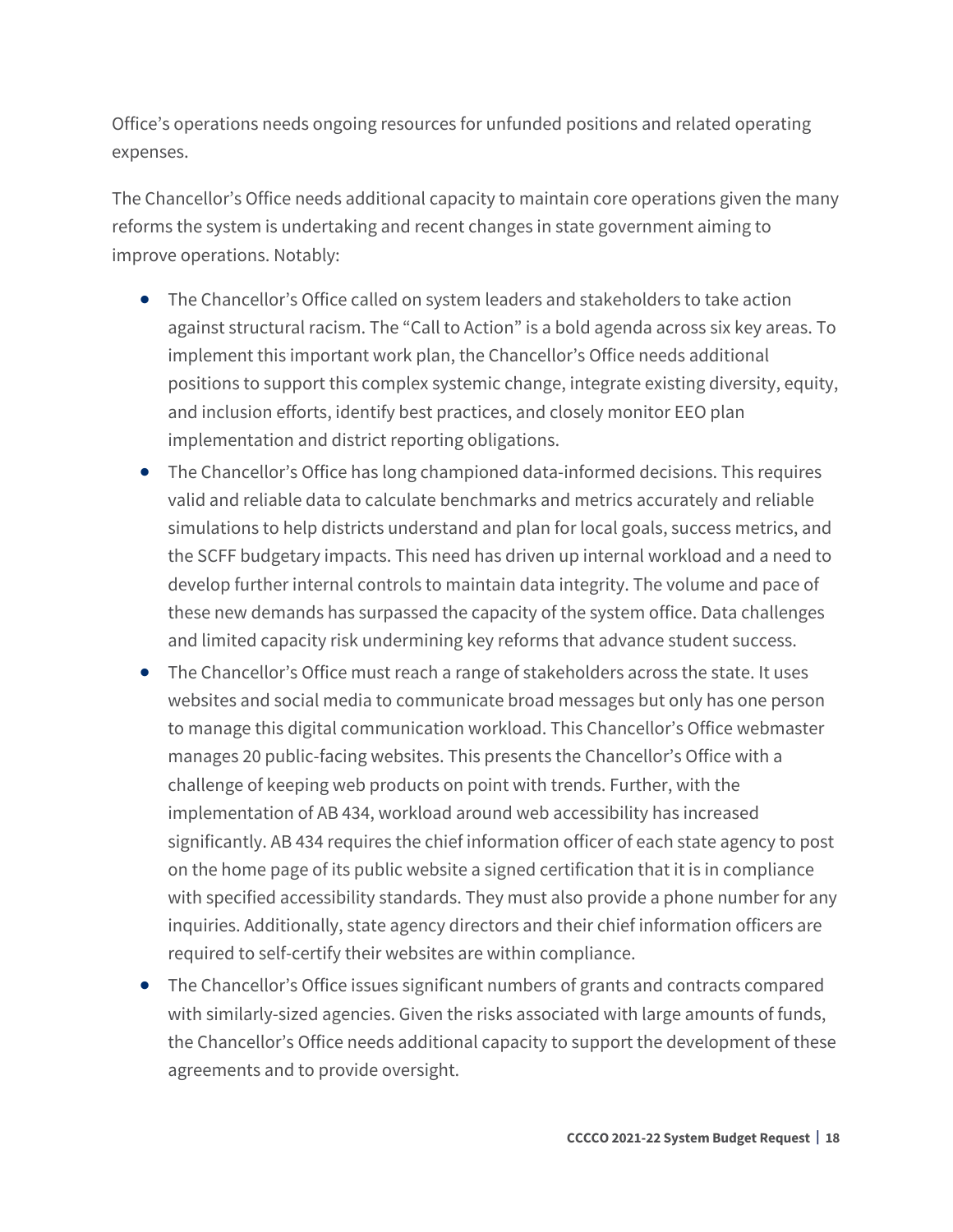Office's operations needs ongoing resources for unfunded positions and related operating expenses.

The Chancellor's Office needs additional capacity to maintain core operations given the many reforms the system is undertaking and recent changes in state government aiming to improve operations. Notably:

- The Chancellor's Office called on system leaders and stakeholders to take action against structural racism. The "Call to Action" is a bold agenda across six key areas. To implement this important work plan, the Chancellor's Office needs additional positions to support this complex systemic change, integrate existing diversity, equity, and inclusion efforts, identify best practices, and closely monitor EEO plan implementation and district reporting obligations.
- The Chancellor's Office has long championed data-informed decisions. This requires valid and reliable data to calculate benchmarks and metrics accurately and reliable simulations to help districts understand and plan for local goals, success metrics, and the SCFF budgetary impacts. This need has driven up internal workload and a need to develop further internal controls to maintain data integrity. The volume and pace of these new demands has surpassed the capacity of the system office. Data challenges and limited capacity risk undermining key reforms that advance student success.
- The Chancellor's Office must reach a range of stakeholders across the state. It uses websites and social media to communicate broad messages but only has one person to manage this digital communication workload. This Chancellor's Office webmaster manages 20 public-facing websites. This presents the Chancellor's Office with a challenge of keeping web products on point with trends. Further, with the implementation of AB 434, workload around web accessibility has increased significantly. AB 434 requires the chief information officer of each state agency to post on the home page of its public website a signed certification that it is in compliance with specified accessibility standards. They must also provide a phone number for any inquiries. Additionally, state agency directors and their chief information officers are required to self-certify their websites are within compliance.
- The Chancellor's Office issues significant numbers of grants and contracts compared with similarly-sized agencies. Given the risks associated with large amounts of funds, the Chancellor's Office needs additional capacity to support the development of these agreements and to provide oversight.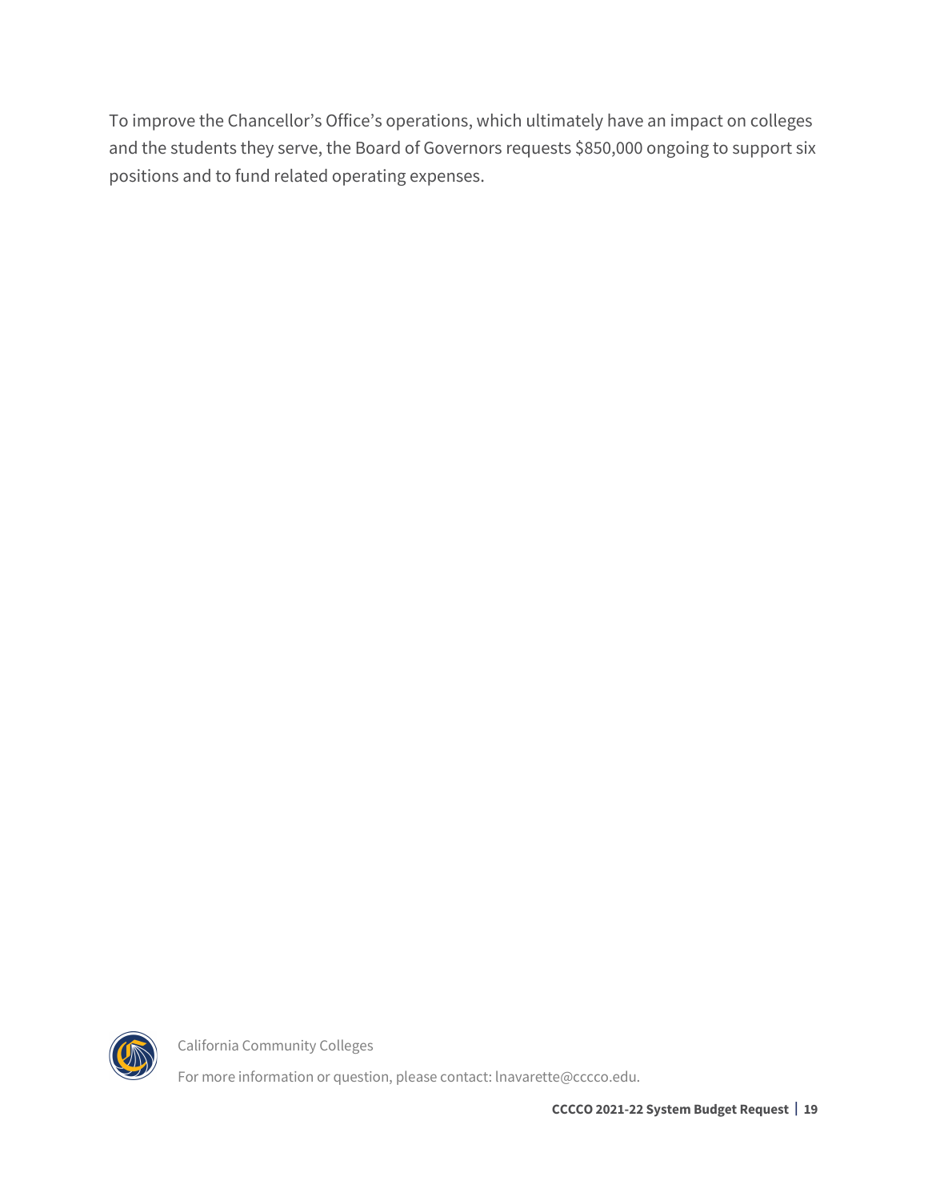To improve the Chancellor's Office's operations, which ultimately have an impact on colleges and the students they serve, the Board of Governors requests $850,000 ongoing to support six positions and to fund related operating expenses.